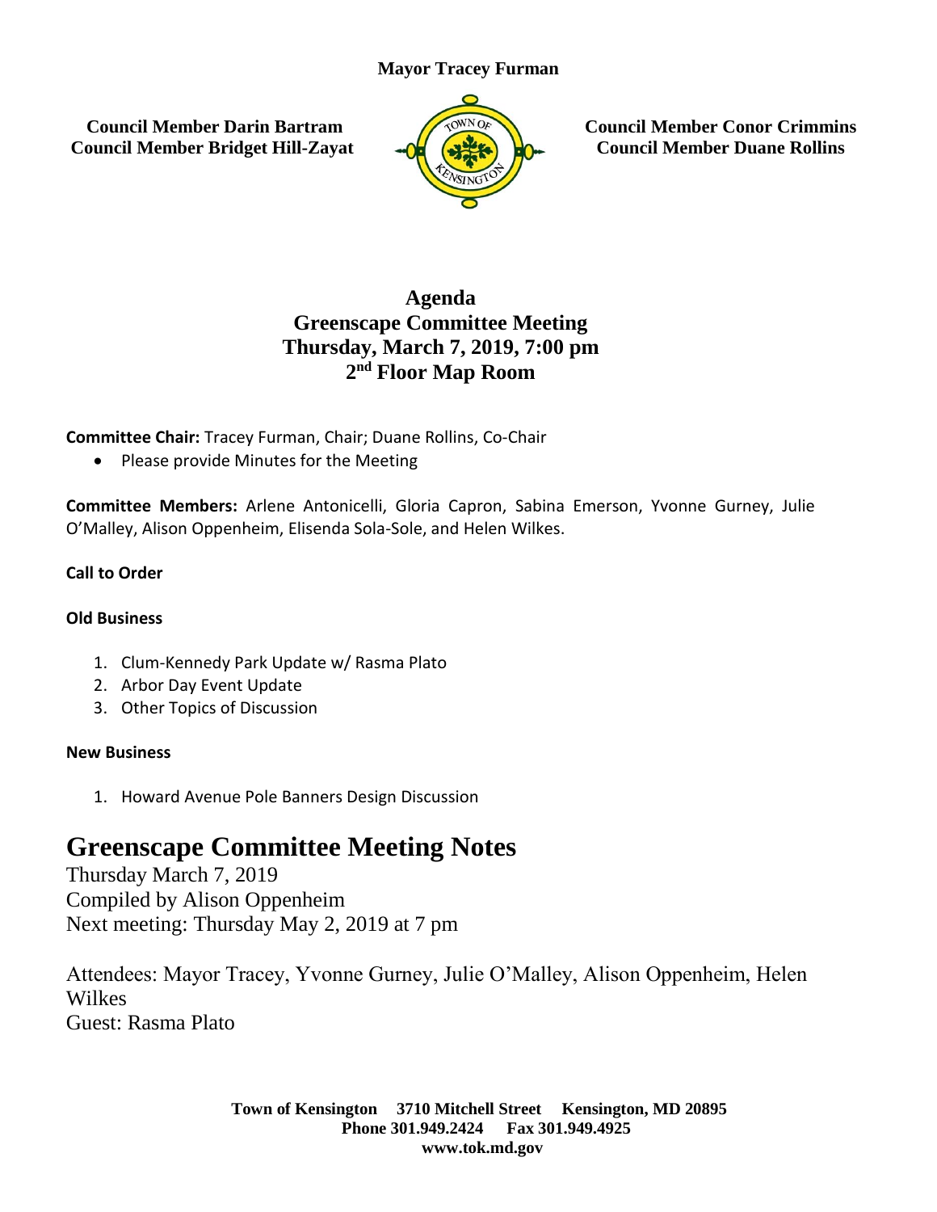**Mayor Tracey Furman**

**Council Member Darin Bartram**
**Council Member Bridget Hill-Zayat**

**Council Member Conor Crimmins**
**Council Member Duane Rollins**

# Agenda
## Greenscape Committee Meeting
## Thursday, March 7, 2019, 7:00 pm
## 2nd Floor Map Room

**Committee Chair:** Tracey Furman, Chair; Duane Rollins, Co-Chair

- Please provide Minutes for the Meeting

**Committee Members:** Arlene Antonicelli, Gloria Capron, Sabina Emerson, Yvonne Gurney, Julie O'Malley, Alison Oppenheim, Elisenda Sola-Sole, and Helen Wilkes.

**Call to Order**

**Old Business**

1. Clum-Kennedy Park Update w/ Rasma Plato
2. Arbor Day Event Update
3. Other Topics of Discussion

**New Business**

1. Howard Avenue Pole Banners Design Discussion

# Greenscape Committee Meeting Notes

Thursday March 7, 2019
Compiled by Alison Oppenheim
Next meeting: Thursday May 2, 2019 at 7 pm

Attendees: Mayor Tracey, Yvonne Gurney, Julie O'Malley, Alison Oppenheim, Helen Wilkes
Guest: Rasma Plato

**Town of Kensington 3710 Mitchell Street Kensington, MD 20895**
**Phone 301.949.2424 Fax 301.949.4925**
**www.tok.md.gov**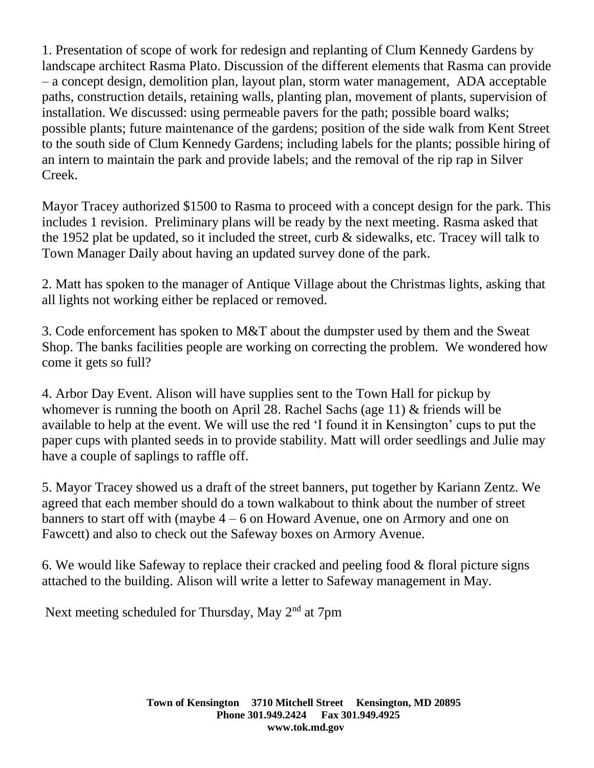1. Presentation of scope of work for redesign and replanting of Clum Kennedy Gardens by landscape architect Rasma Plato. Discussion of the different elements that Rasma can provide – a concept design, demolition plan, layout plan, storm water management, ADA acceptable paths, construction details, retaining walls, planting plan, movement of plants, supervision of installation. We discussed: using permeable pavers for the path; possible board walks; possible plants; future maintenance of the gardens; position of the side walk from Kent Street to the south side of Clum Kennedy Gardens; including labels for the plants; possible hiring of an intern to maintain the park and provide labels; and the removal of the rip rap in Silver Creek.

Mayor Tracey authorized $1500 to Rasma to proceed with a concept design for the park. This includes 1 revision. Preliminary plans will be ready by the next meeting. Rasma asked that the 1952 plat be updated, so it included the street, curb & sidewalks, etc. Tracey will talk to Town Manager Daily about having an updated survey done of the park.

2. Matt has spoken to the manager of Antique Village about the Christmas lights, asking that all lights not working either be replaced or removed.

3. Code enforcement has spoken to M&T about the dumpster used by them and the Sweat Shop. The banks facilities people are working on correcting the problem. We wondered how come it gets so full?

4. Arbor Day Event. Alison will have supplies sent to the Town Hall for pickup by whomever is running the booth on April 28. Rachel Sachs (age 11) & friends will be available to help at the event. We will use the red 'I found it in Kensington' cups to put the paper cups with planted seeds in to provide stability. Matt will order seedlings and Julie may have a couple of saplings to raffle off.

5. Mayor Tracey showed us a draft of the street banners, put together by Kariann Zentz. We agreed that each member should do a town walkabout to think about the number of street banners to start off with (maybe 4 – 6 on Howard Avenue, one on Armory and one on Fawcett) and also to check out the Safeway boxes on Armory Avenue.

6. We would like Safeway to replace their cracked and peeling food & floral picture signs attached to the building. Alison will write a letter to Safeway management in May.

Next meeting scheduled for Thursday, May 2nd at 7pm

**Town of Kensington 3710 Mitchell Street Kensington, MD 20895**
**Phone 301.949.2424 Fax 301.949.4925**
**www.tok.md.gov**